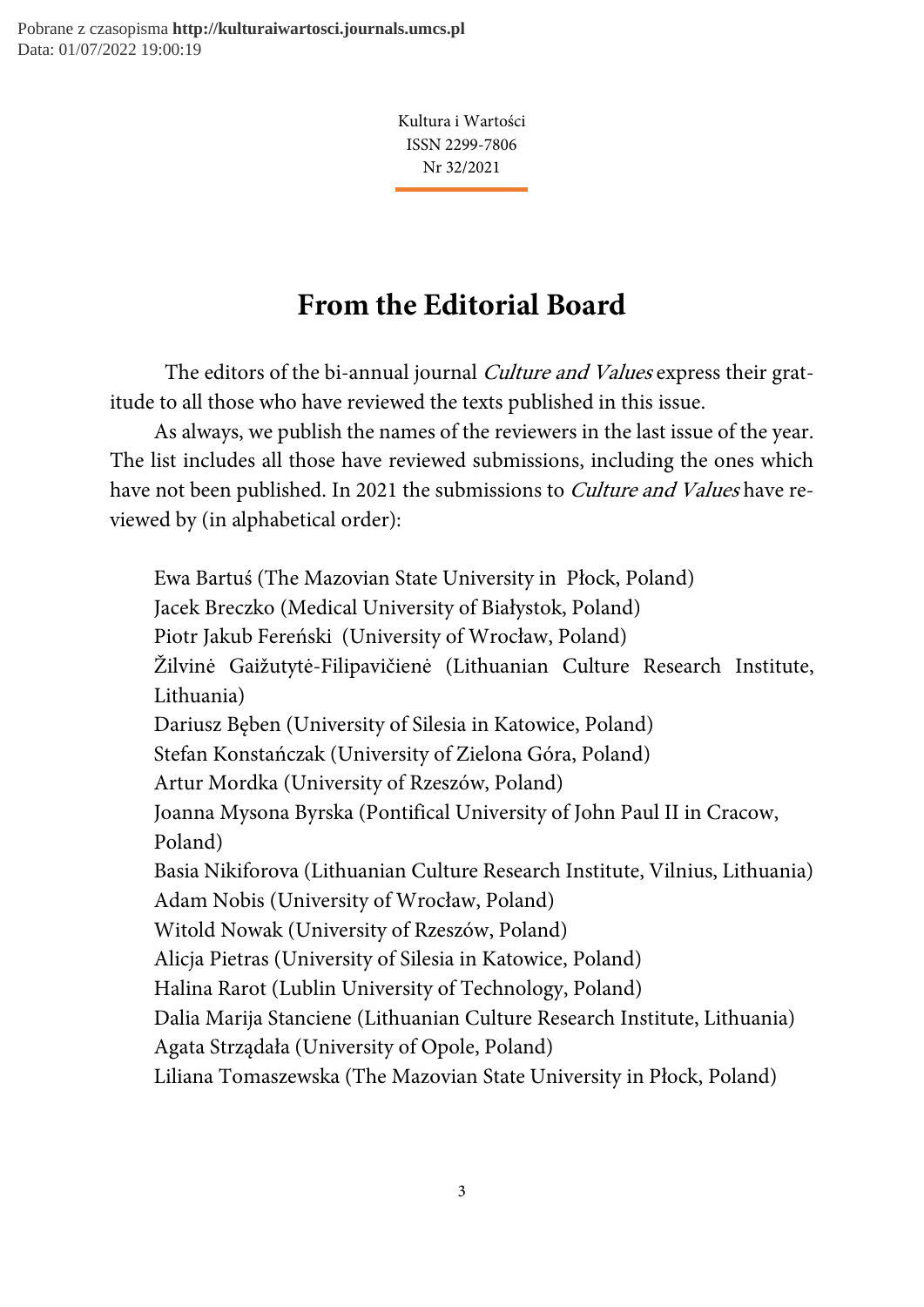# From the Editorial Board

The editors of the bi-annual journal *Culture and Values* express their gratitude to all those who have reviewed the texts published in this issue.

As always, we publish the names of the reviewers in the last issue of the year. The list includes all those have reviewed submissions, including the ones which have not been published. In 2021 the submissions to *Culture and Values* have reviewed by (in alphabetical order):

Ewa Bartuś (The Mazovian State University in Płock, Poland)
Jacek Breczko (Medical University of Białystok, Poland)
Piotr Jakub Fereński (University of Wrocław, Poland)
Žilvinė Gaižutytė-Filipavičienė (Lithuanian Culture Research Institute, Lithuania)
Dariusz Bęben (University of Silesia in Katowice, Poland)
Stefan Konstańczak (University of Zielona Góra, Poland)
Artur Mordka (University of Rzeszów, Poland)
Joanna Mysona Byrska (Pontifical University of John Paul II in Cracow, Poland)
Basia Nikiforova (Lithuanian Culture Research Institute, Vilnius, Lithuania)
Adam Nobis (University of Wrocław, Poland)
Witold Nowak (University of Rzeszów, Poland)
Alicja Pietras (University of Silesia in Katowice, Poland)
Halina Rarot (Lublin University of Technology, Poland)
Dalia Marija Stanciene (Lithuanian Culture Research Institute, Lithuania)
Agata Strządała (University of Opole, Poland)
Liliana Tomaszewska (The Mazovian State University in Płock, Poland)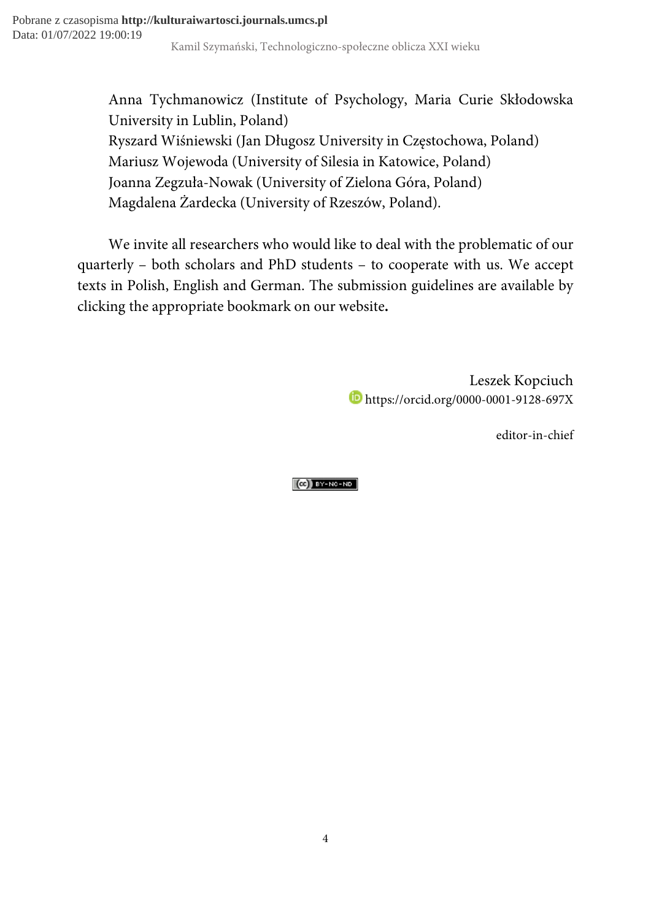Anna Tychmanowicz (Institute of Psychology, Maria Curie Skłodowska University in Lublin, Poland)
Ryszard Wiśniewski (Jan Długosz University in Częstochowa, Poland)
Mariusz Wojewoda (University of Silesia in Katowice, Poland)
Joanna Zegzuła-Nowak (University of Zielona Góra, Poland)
Magdalena Żardecka (University of Rzeszów, Poland).

We invite all researchers who would like to deal with the problematic of our quarterly – both scholars and PhD students – to cooperate with us. We accept texts in Polish, English and German. The submission guidelines are available by clicking the appropriate bookmark on our website**.**

Leszek Kopciuch
https://orcid.org/0000-0001-9128-697X

editor-in-chief